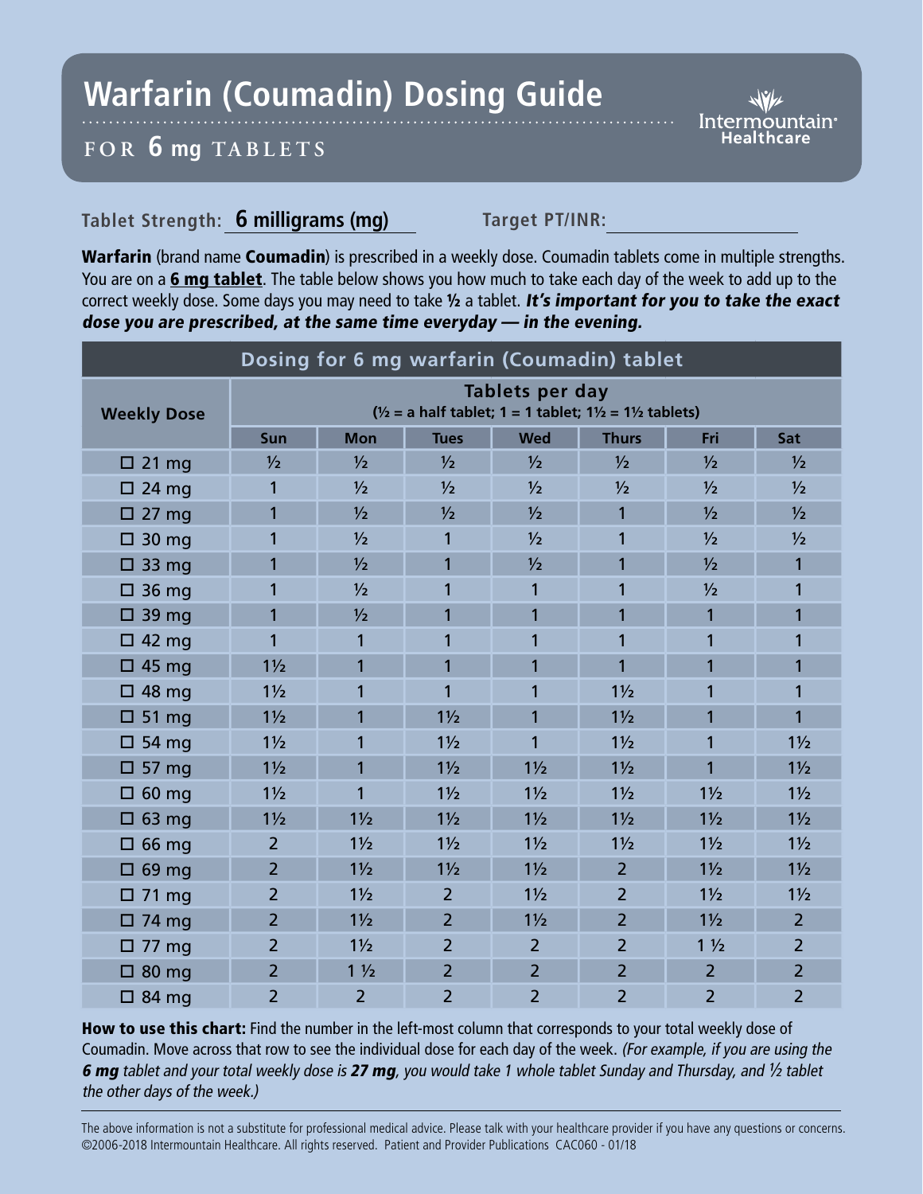# Warfarin (Coumadin) Dosing Guide

## FOR 6 mg TABLETS

Intermountain Healthcare

**Tablet Strength:** **6 milligrams (mg)** **Target PT/INR:** ____________

**Warfarin** (brand name **Coumadin**) is prescribed in a weekly dose. Coumadin tablets come in multiple strengths. You are on a **6 mg tablet**. The table below shows you how much to take each day of the week to add up to the correct weekly dose. Some days you may need to take **½** a tablet. ***It's important for you to take the exact dose you are prescribed, at the same time everyday — in the evening.***

| Dosing for 6 mg warfarin (Coumadin) tablet | | | | | | | |
|---|---|---|---|---|---|---|---|
| **Weekly Dose** | **Tablets per day (½ = a half tablet; 1 = 1 tablet; 1½ = 1½ tablets)** | | | | | | |
| | **Sun** | **Mon** | **Tues** | **Wed** | **Thurs** | **Fri** | **Sat** |
| ☐ 21 mg | ½ | ½ | ½ | ½ | ½ | ½ | ½ |
| ☐ 24 mg | 1 | ½ | ½ | ½ | ½ | ½ | ½ |
| ☐ 27 mg | 1 | ½ | ½ | ½ | 1 | ½ | ½ |
| ☐ 30 mg | 1 | ½ | 1 | ½ | 1 | ½ | ½ |
| ☐ 33 mg | 1 | ½ | 1 | ½ | 1 | ½ | 1 |
| ☐ 36 mg | 1 | ½ | 1 | 1 | 1 | ½ | 1 |
| ☐ 39 mg | 1 | ½ | 1 | 1 | 1 | 1 | 1 |
| ☐ 42 mg | 1 | 1 | 1 | 1 | 1 | 1 | 1 |
| ☐ 45 mg | 1½ | 1 | 1 | 1 | 1 | 1 | 1 |
| ☐ 48 mg | 1½ | 1 | 1 | 1 | 1½ | 1 | 1 |
| ☐ 51 mg | 1½ | 1 | 1½ | 1 | 1½ | 1 | 1 |
| ☐ 54 mg | 1½ | 1 | 1½ | 1 | 1½ | 1 | 1½ |
| ☐ 57 mg | 1½ | 1 | 1½ | 1½ | 1½ | 1 | 1½ |
| ☐ 60 mg | 1½ | 1 | 1½ | 1½ | 1½ | 1½ | 1½ |
| ☐ 63 mg | 1½ | 1½ | 1½ | 1½ | 1½ | 1½ | 1½ |
| ☐ 66 mg | 2 | 1½ | 1½ | 1½ | 1½ | 1½ | 1½ |
| ☐ 69 mg | 2 | 1½ | 1½ | 1½ | 2 | 1½ | 1½ |
| ☐ 71 mg | 2 | 1½ | 2 | 1½ | 2 | 1½ | 1½ |
| ☐ 74 mg | 2 | 1½ | 2 | 1½ | 2 | 1½ | 2 |
| ☐ 77 mg | 2 | 1½ | 2 | 2 | 2 | 1 ½ | 2 |
| ☐ 80 mg | 2 | 1 ½ | 2 | 2 | 2 | 2 | 2 |
| ☐ 84 mg | 2 | 2 | 2 | 2 | 2 | 2 | 2 |

**How to use this chart:** Find the number in the left-most column that corresponds to your total weekly dose of Coumadin. Move across that row to see the individual dose for each day of the week. *(For example, if you are using the **6 mg** tablet and your total weekly dose is **27 mg**, you would take 1 whole tablet Sunday and Thursday, and ½ tablet the other days of the week.)*

The above information is not a substitute for professional medical advice. Please talk with your healthcare provider if you have any questions or concerns. ©2006-2018 Intermountain Healthcare. All rights reserved. Patient and Provider Publications CAC060 - 01/18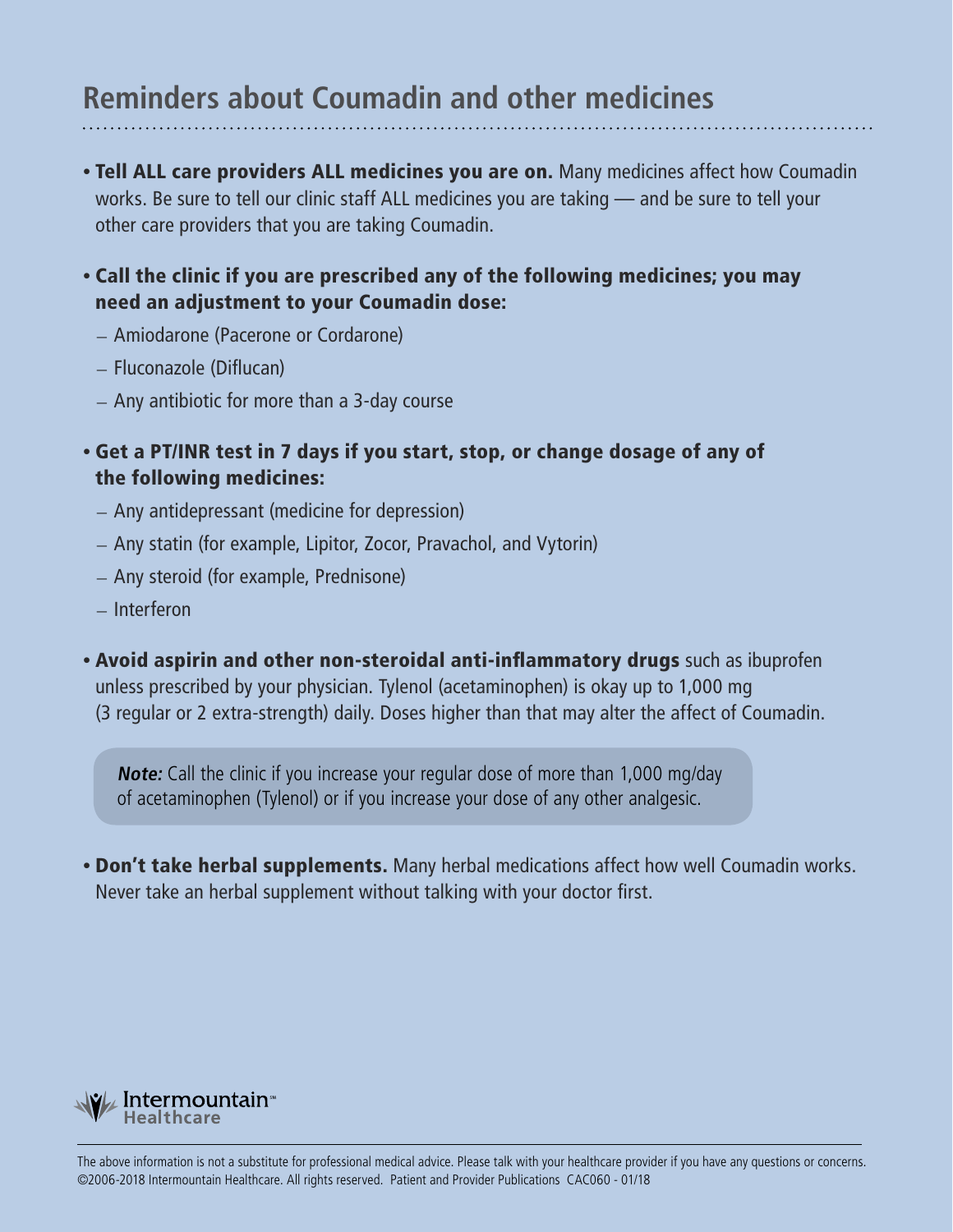## Reminders about Coumadin and other medicines

- **Tell ALL care providers ALL medicines you are on.** Many medicines affect how Coumadin works. Be sure to tell our clinic staff ALL medicines you are taking — and be sure to tell your other care providers that you are taking Coumadin.
- **Call the clinic if you are prescribed any of the following medicines; you may need an adjustment to your Coumadin dose:**
  - Amiodarone (Pacerone or Cordarone)
  - Fluconazole (Diflucan)
  - Any antibiotic for more than a 3-day course
- **Get a PT/INR test in 7 days if you start, stop, or change dosage of any of the following medicines:**
  - Any antidepressant (medicine for depression)
  - Any statin (for example, Lipitor, Zocor, Pravachol, and Vytorin)
  - Any steroid (for example, Prednisone)
  - Interferon
- **Avoid aspirin and other non-steroidal anti-inflammatory drugs** such as ibuprofen unless prescribed by your physician. Tylenol (acetaminophen) is okay up to 1,000 mg (3 regular or 2 extra-strength) daily. Doses higher than that may alter the affect of Coumadin.

  ***Note:*** Call the clinic if you increase your regular dose of more than 1,000 mg/day of acetaminophen (Tylenol) or if you increase your dose of any other analgesic.

- **Don't take herbal supplements.** Many herbal medications affect how well Coumadin works. Never take an herbal supplement without talking with your doctor first.

Intermountain Healthcare

The above information is not a substitute for professional medical advice. Please talk with your healthcare provider if you have any questions or concerns. ©2006-2018 Intermountain Healthcare. All rights reserved. Patient and Provider Publications CAC060 - 01/18